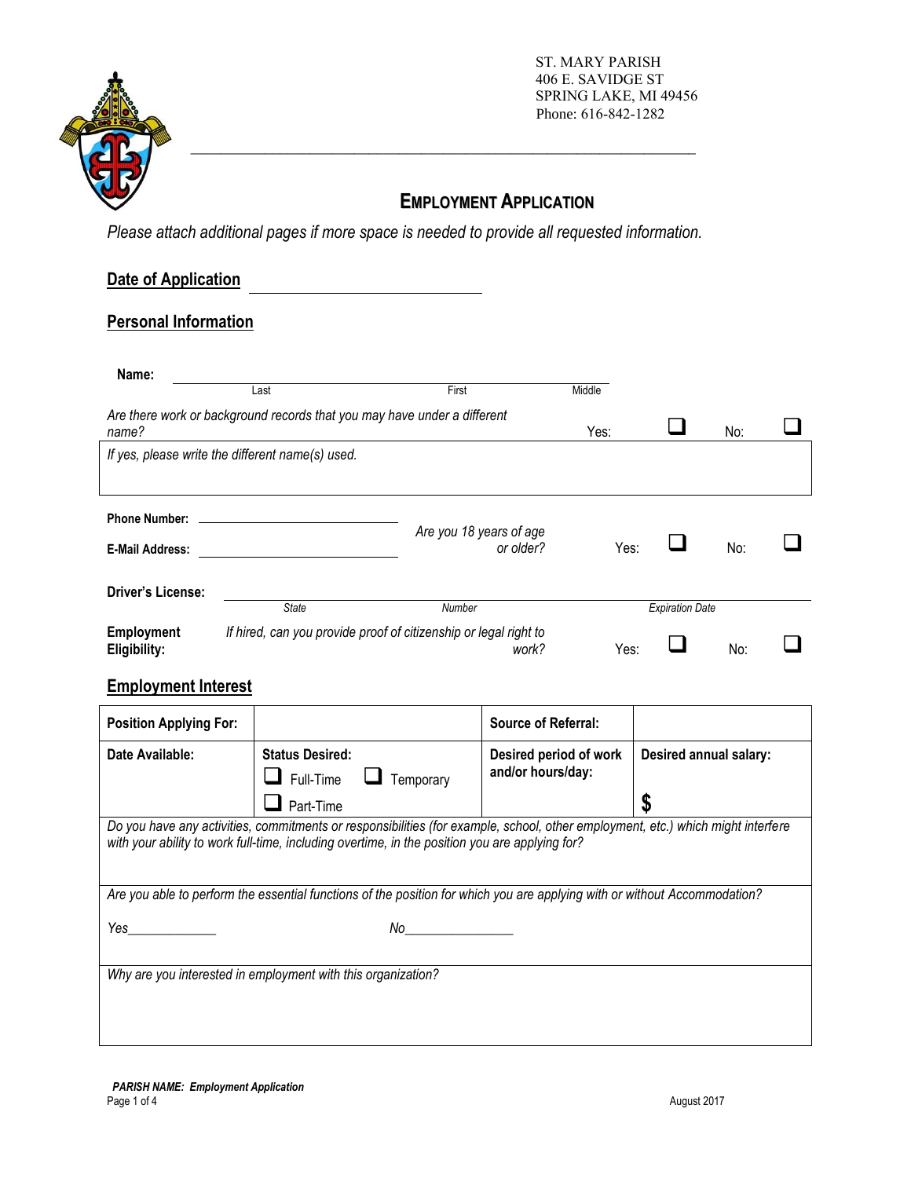ST. MARY PARISH
406 E. SAVIDGE ST
SPRING LAKE, MI 49456
Phone: 616-842-1282

# EMPLOYMENT APPLICATION

*Please attach additional pages if more space is needed to provide all requested information.*

## Date of Application ____________________

## Personal Information

**Name:** ______________________________________________
Last First Middle

*Are there work or background records that you may have under a different name?* Yes: ☐ No: ☐

*If yes, please write the different name(s) used.*

**Phone Number:** ____________________

**E-Mail Address:** ____________________

*Are you 18 years of age or older?* Yes: ☐ No: ☐

**Driver's License:** ______________________________________________
State Number Expiration Date

**Employment Eligibility:** *If hired, can you provide proof of citizenship or legal right to work?* Yes: ☐ No: ☐

## Employment Interest

| **Position Applying For:** | | **Source of Referral:** | |
|---|---|---|---|
| **Date Available:** | **Status Desired:** ☐ Full-Time ☐ Temporary ☐ Part-Time | **Desired period of work and/or hours/day:** | **Desired annual salary:** $ |

*Do you have any activities, commitments or responsibilities (for example, school, other employment, etc.) which might interfere with your ability to work full-time, including overtime, in the position you are applying for?*

*Are you able to perform the essential functions of the position for which you are applying with or without Accommodation?*

*Yes*____________ *No*_______________

*Why are you interested in employment with this organization?*

***PARISH NAME: Employment Application***

August 2017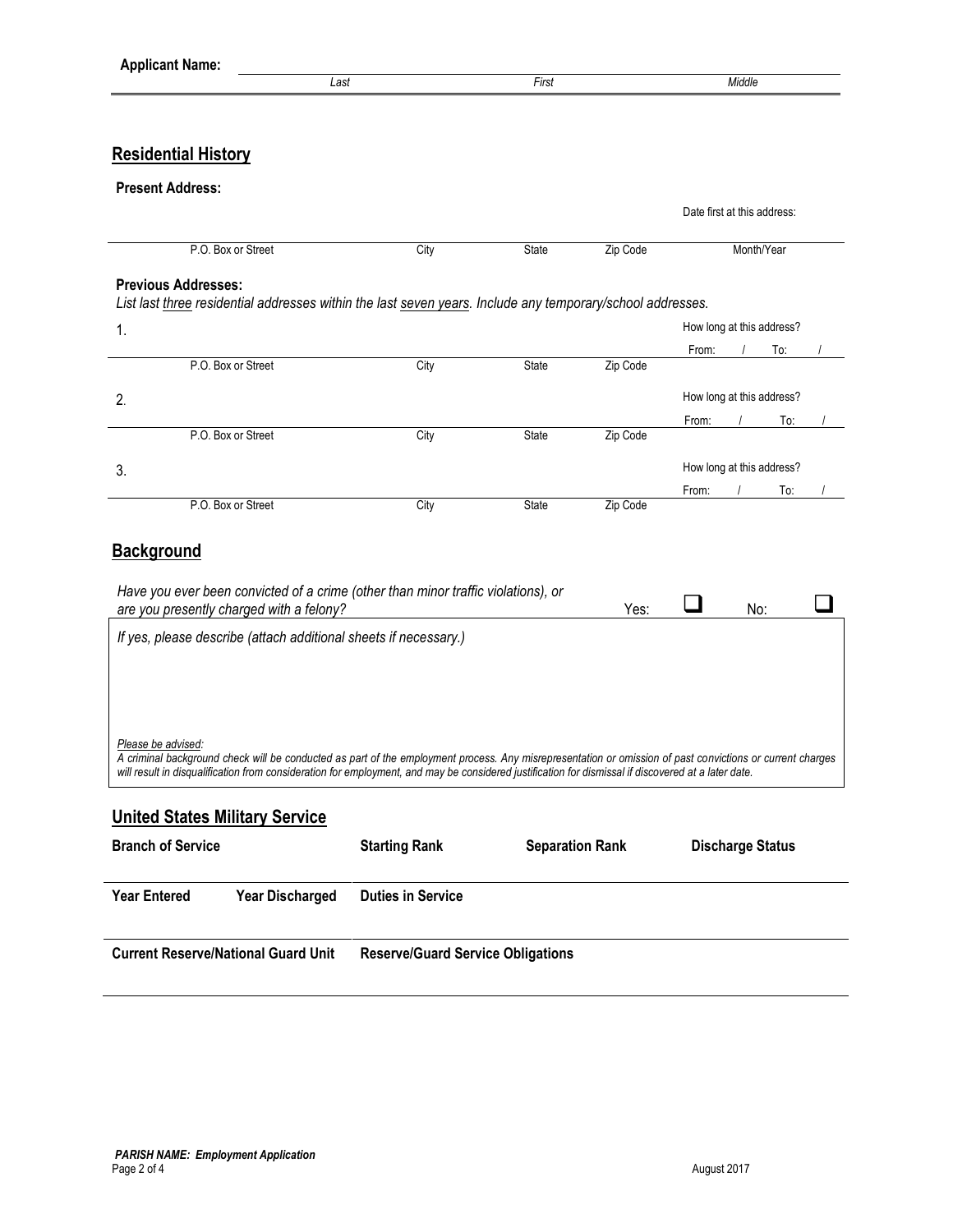**Applicant Name:**

| Last | First | Middle |
|---|---|---|
| | | |

## Residential History

**Present Address:**

| P.O. Box or Street | City | State | Zip Code | Date first at this address: Month/Year |
|---|---|---|---|---|
| | | | | |

**Previous Addresses:**

*List last three residential addresses within the last seven years. Include any temporary/school addresses.*

| # | P.O. Box or Street | City | State | Zip Code | How long at this address? |
|---|---|---|---|---|---|
| 1. | | | | | From: / To: / |
| 2. | | | | | From: / To: / |
| 3. | | | | | From: / To: / |

## Background

*Have you ever been convicted of a crime (other than minor traffic violations), or are you presently charged with a felony?* Yes: ☐ No: ☐

*If yes, please describe (attach additional sheets if necessary.)*

*Please be advised:*
*A criminal background check will be conducted as part of the employment process. Any misrepresentation or omission of past convictions or current charges will result in disqualification from consideration for employment, and may be considered justification for dismissal if discovered at a later date.*

## United States Military Service

| **Branch of Service** | | **Starting Rank** | **Separation Rank** | **Discharge Status** |
|---|---|---|---|---|
| | | | | |
| **Year Entered** | **Year Discharged** | **Duties in Service** | | |
| | | | | |
| **Current Reserve/National Guard Unit** | | **Reserve/Guard Service Obligations** | | |
| | | | | |

*PARISH NAME: Employment Application*

August 2017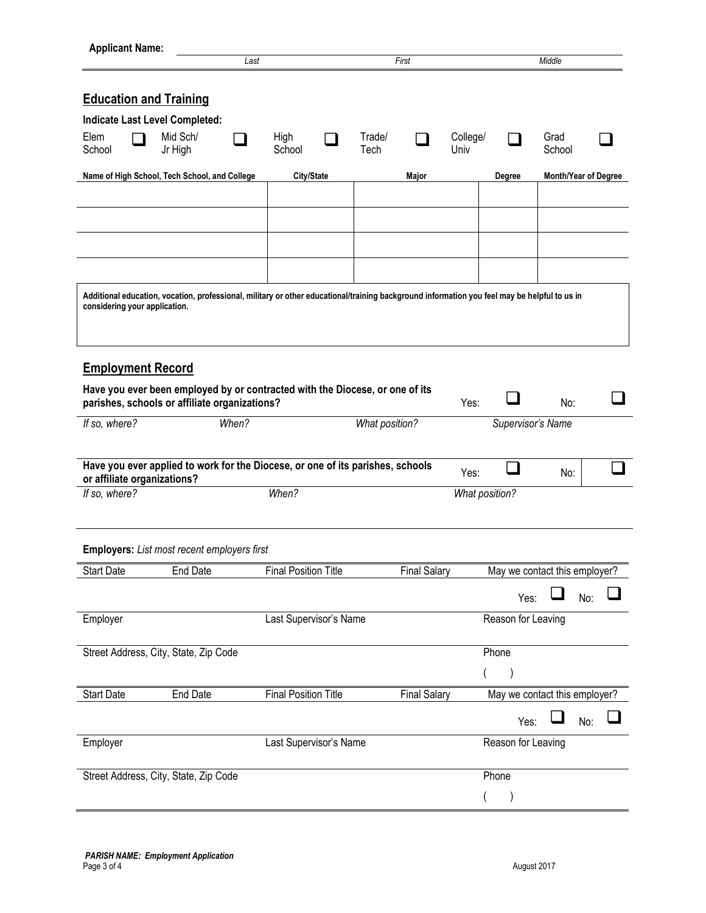**Applicant Name:** ______________________________________________

| Last | First | Middle |
| --- | --- | --- |

## Education and Training

**Indicate Last Level Completed:**

Elem School ☐ Mid Sch/ Jr High ☐ High School ☐ Trade/ Tech ☐ College/ Univ ☐ Grad School ☐

| Name of High School, Tech School, and College | City/State | Major | Degree | Month/Year of Degree |
| --- | --- | --- | --- | --- |
| | | | | |
| | | | | |
| | | | | |
| | | | | |

**Additional education, vocation, professional, military or other educational/training background information you feel may be helpful to us in considering your application.**

## Employment Record

**Have you ever been employed by or contracted with the Diocese, or one of its parishes, schools or affiliate organizations?** Yes: ☐ No: ☐

| *If so, where?* | *When?* | *What position?* | *Supervisor's Name* |
| --- | --- | --- | --- |
| | | | |

**Have you ever applied to work for the Diocese, or one of its parishes, schools or affiliate organizations?** Yes: ☐ No: ☐

| *If so, where?* | *When?* | *What position?* |
| --- | --- | --- |
| | | |

**Employers:** *List most recent employers first*

| Start Date | End Date | Final Position Title | Final Salary | May we contact this employer? |
| --- | --- | --- | --- | --- |
| | | | | Yes: ☐ No: ☐ |
| Employer | | Last Supervisor's Name | | Reason for Leaving |
| | | | | |
| Street Address, City, State, Zip Code | | | | Phone |
| | | | | ( ) |

| Start Date | End Date | Final Position Title | Final Salary | May we contact this employer? |
| --- | --- | --- | --- | --- |
| | | | | Yes: ☐ No: ☐ |
| Employer | | Last Supervisor's Name | | Reason for Leaving |
| | | | | |
| Street Address, City, State, Zip Code | | | | Phone |
| | | | | ( ) |

***PARISH NAME: Employment Application***

August 2017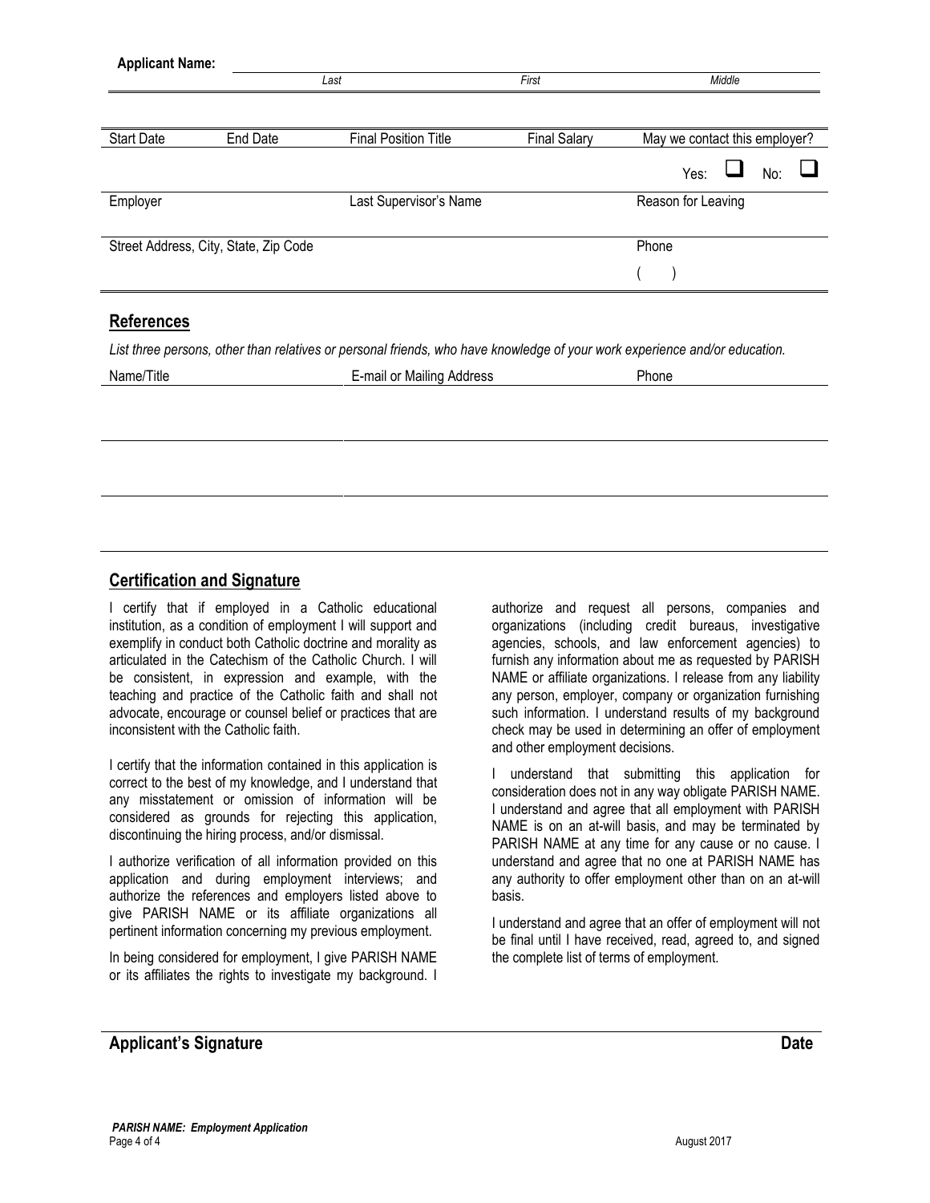**Applicant Name:**

| Last | First | Middle |
|---|---|---|
| | | |

| Start Date | End Date | Final Position Title | Final Salary | May we contact this employer? |
|---|---|---|---|---|
| | | | | Yes: ☐ No: ☐ |
| Employer | | Last Supervisor's Name | | Reason for Leaving |
| Street Address, City, State, Zip Code | | | | Phone |
| | | | | ( ) |

## References

*List three persons, other than relatives or personal friends, who have knowledge of your work experience and/or education.*

| Name/Title | E-mail or Mailing Address | Phone |
|---|---|---|
| | | |
| | | |
| | | |

## Certification and Signature

I certify that if employed in a Catholic educational institution, as a condition of employment I will support and exemplify in conduct both Catholic doctrine and morality as articulated in the Catechism of the Catholic Church. I will be consistent, in expression and example, with the teaching and practice of the Catholic faith and shall not advocate, encourage or counsel belief or practices that are inconsistent with the Catholic faith.

I certify that the information contained in this application is correct to the best of my knowledge, and I understand that any misstatement or omission of information will be considered as grounds for rejecting this application, discontinuing the hiring process, and/or dismissal.

I authorize verification of all information provided on this application and during employment interviews; and authorize the references and employers listed above to give PARISH NAME or its affiliate organizations all pertinent information concerning my previous employment.

In being considered for employment, I give PARISH NAME or its affiliates the rights to investigate my background. I authorize and request all persons, companies and organizations (including credit bureaus, investigative agencies, schools, and law enforcement agencies) to furnish any information about me as requested by PARISH NAME or affiliate organizations. I release from any liability any person, employer, company or organization furnishing such information. I understand results of my background check may be used in determining an offer of employment and other employment decisions.

I understand that submitting this application for consideration does not in any way obligate PARISH NAME. I understand and agree that all employment with PARISH NAME is on an at-will basis, and may be terminated by PARISH NAME at any time for any cause or no cause. I understand and agree that no one at PARISH NAME has any authority to offer employment other than on an at-will basis.

I understand and agree that an offer of employment will not be final until I have received, read, agreed to, and signed the complete list of terms of employment.

**Applicant's Signature** **Date**